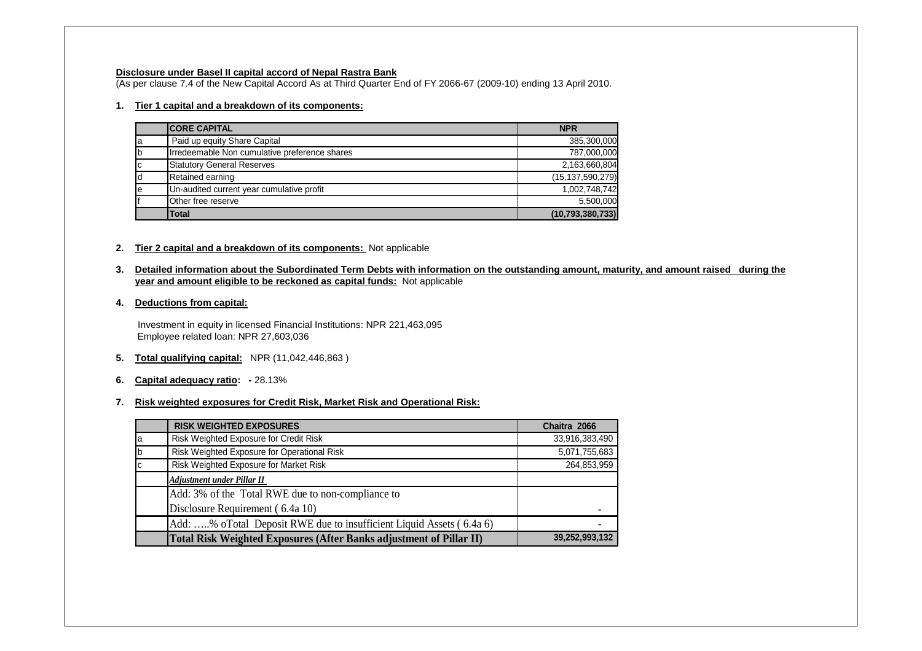**Disclosure under Basel II capital accord of Nepal Rastra Bank**

(As per clause 7.4 of the New Capital Accord As at Third Quarter End of FY 2066-67 (2009-10) ending 13 April 2010.

1. **Tier 1 capital and a breakdown of its components:**

| | CORE CAPITAL | NPR |
|---|---|---|
| a | Paid up equity Share Capital | 385,300,000 |
| b | Irredeemable Non cumulative preference shares | 787,000,000 |
| c | Statutory General Reserves | 2,163,660,804 |
| d | Retained earning | (15,137,590,279) |
| e | Un-audited current year cumulative profit | 1,002,748,742 |
| f | Other free reserve | 5,500,000 |
| | **Total** | **(10,793,380,733)** |

2. **Tier 2 capital and a breakdown of its components:** Not applicable

3. **Detailed information about the Subordinated Term Debts with information on the outstanding amount, maturity, and amount raised during the year and amount eligible to be reckoned as capital funds:** Not applicable

4. **Deductions from capital:**

   Investment in equity in licensed Financial Institutions: NPR 221,463,095
   Employee related loan: NPR 27,603,036

5. **Total qualifying capital:** NPR (11,042,446,863 )

6. **Capital adequacy ratio: -** 28.13%

7. **Risk weighted exposures for Credit Risk, Market Risk and Operational Risk:**

| | RISK WEIGHTED EXPOSURES | Chaitra 2066 |
|---|---|---|
| a | Risk Weighted Exposure for Credit Risk | 33,916,383,490 |
| b | Risk Weighted Exposure for Operational Risk | 5,071,755,683 |
| c | Risk Weighted Exposure for Market Risk | 264,853,959 |
| | *Adjustment under Pillar II* | |
| | Add: 3% of the Total RWE due to non-compliance to Disclosure Requirement ( 6.4a 10) | - |
| | Add: …..% oTotal Deposit RWE due to insufficient Liquid Assets ( 6.4a 6) | - |
| | **Total Risk Weighted Exposures (After Banks adjustment of Pillar II)** | **39,252,993,132** |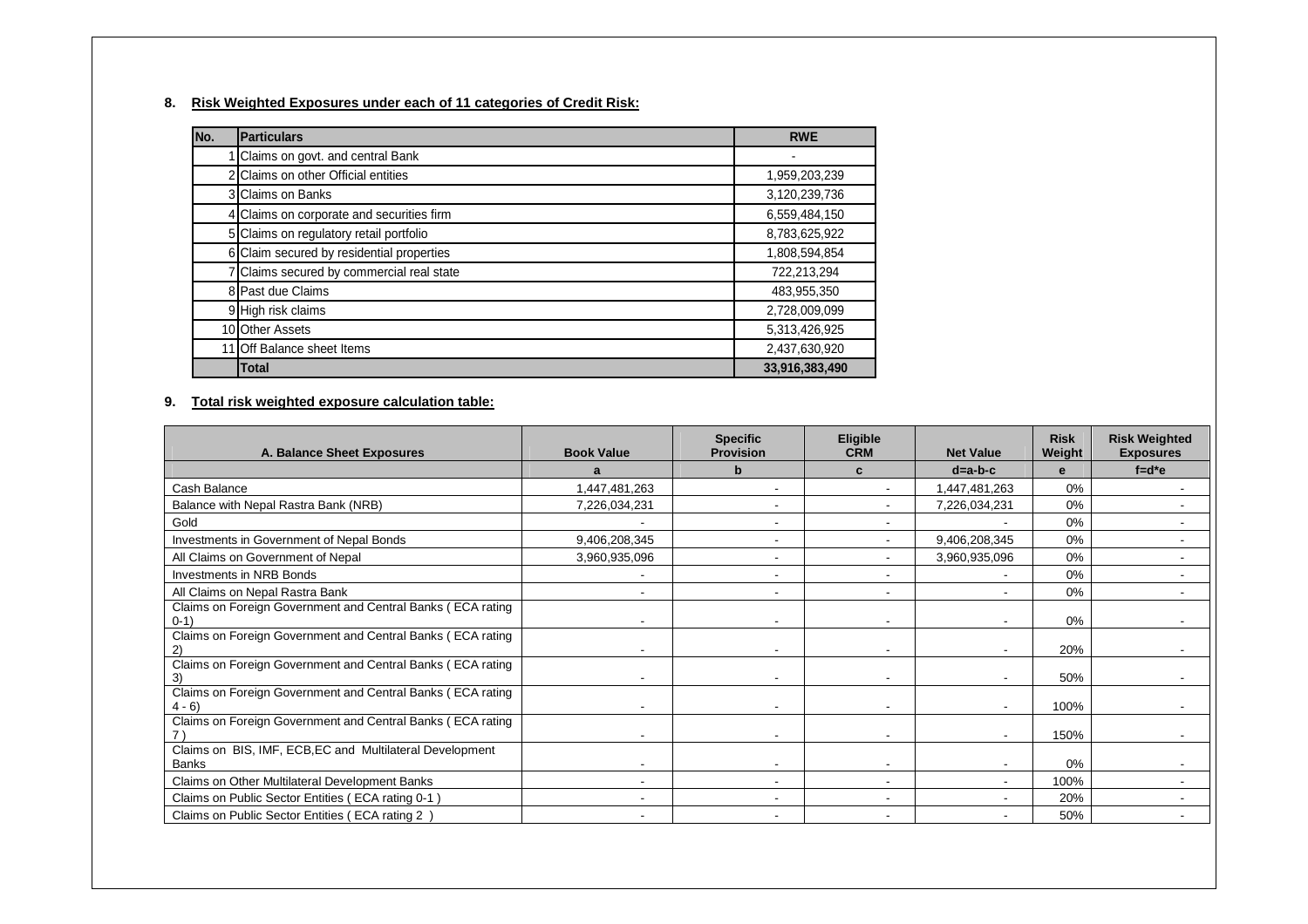## 8. Risk Weighted Exposures under each of 11 categories of Credit Risk:

| No. | Particulars | RWE |
|---|---|---|
| 1 | Claims on govt. and central Bank | - |
| 2 | Claims on other Official entities | 1,959,203,239 |
| 3 | Claims on Banks | 3,120,239,736 |
| 4 | Claims on corporate and securities firm | 6,559,484,150 |
| 5 | Claims on regulatory retail portfolio | 8,783,625,922 |
| 6 | Claim secured by residential properties | 1,808,594,854 |
| 7 | Claims secured by commercial real state | 722,213,294 |
| 8 | Past due Claims | 483,955,350 |
| 9 | High risk claims | 2,728,009,099 |
| 10 | Other Assets | 5,313,426,925 |
| 11 | Off Balance sheet Items | 2,437,630,920 |
| | **Total** | **33,916,383,490** |

## 9. Total risk weighted exposure calculation table:

| A. Balance Sheet Exposures | Book Value | Specific Provision | Eligible CRM | Net Value | Risk Weight | Risk Weighted Exposures |
|---|---|---|---|---|---|---|
| | a | b | c | d=a-b-c | e | f=d*e |
| Cash Balance | 1,447,481,263 | - | - | 1,447,481,263 | 0% | - |
| Balance with Nepal Rastra Bank (NRB) | 7,226,034,231 | - | - | 7,226,034,231 | 0% | - |
| Gold | - | - | - | - | 0% | - |
| Investments in Government of Nepal Bonds | 9,406,208,345 | - | - | 9,406,208,345 | 0% | - |
| All Claims on Government of Nepal | 3,960,935,096 | - | - | 3,960,935,096 | 0% | - |
| Investments in NRB Bonds | - | - | - | - | 0% | - |
| All Claims on Nepal Rastra Bank | - | - | - | - | 0% | - |
| Claims on Foreign Government and Central Banks ( ECA rating 0-1) | - | - | - | - | 0% | - |
| Claims on Foreign Government and Central Banks ( ECA rating 2) | - | - | - | - | 20% | - |
| Claims on Foreign Government and Central Banks ( ECA rating 3) | - | - | - | - | 50% | - |
| Claims on Foreign Government and Central Banks ( ECA rating 4 - 6) | - | - | - | - | 100% | - |
| Claims on Foreign Government and Central Banks ( ECA rating 7 ) | - | - | - | - | 150% | - |
| Claims on BIS, IMF, ECB,EC and Multilateral Development Banks | - | - | - | - | 0% | - |
| Claims on Other Multilateral Development Banks | - | - | - | - | 100% | - |
| Claims on Public Sector Entities ( ECA rating 0-1 ) | - | - | - | - | 20% | - |
| Claims on Public Sector Entities ( ECA rating 2 ) | - | - | - | - | 50% | - |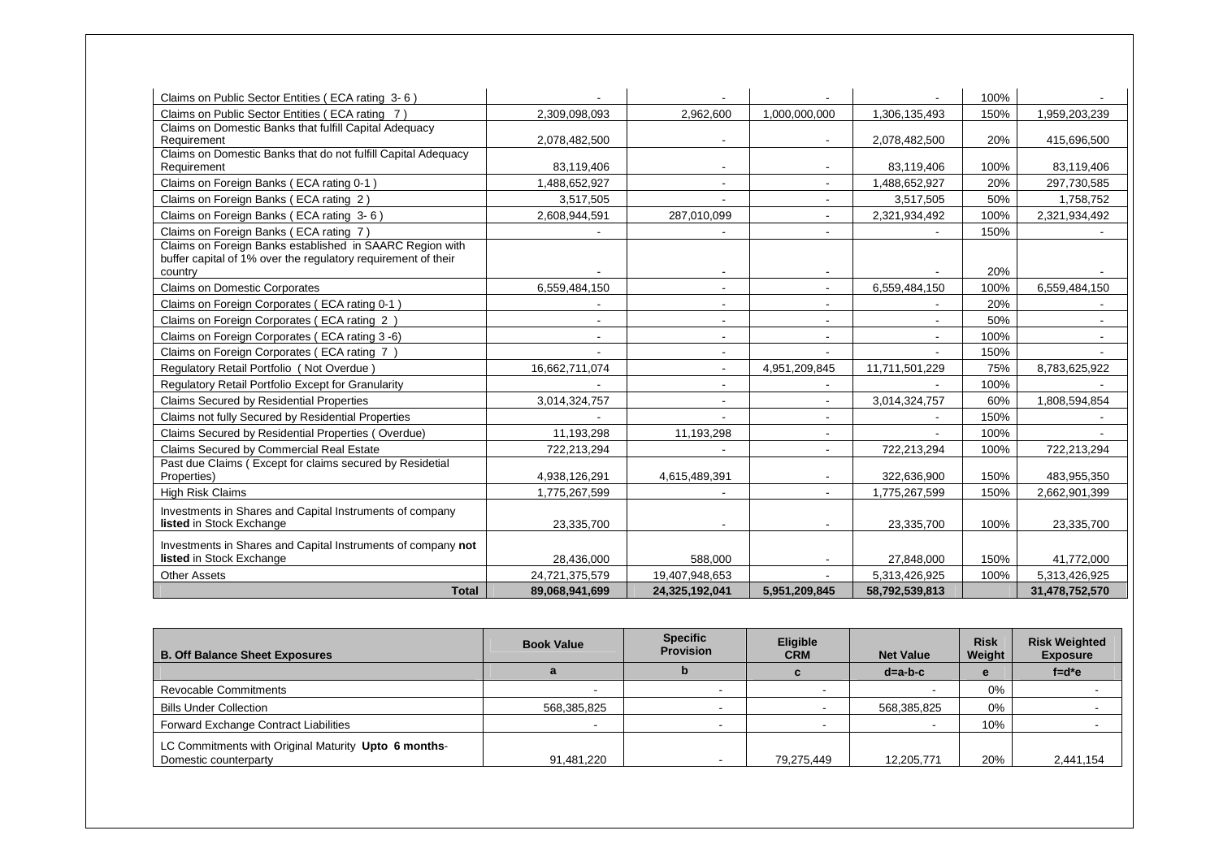| | | | | | | |
|---|---|---|---|---|---|---|
| Claims on Public Sector Entities ( ECA rating 3- 6 ) | - | - | - | - | 100% | - |
| Claims on Public Sector Entities ( ECA rating 7 ) | 2,309,098,093 | 2,962,600 | 1,000,000,000 | 1,306,135,493 | 150% | 1,959,203,239 |
| Claims on Domestic Banks that fulfill Capital Adequacy Requirement | 2,078,482,500 | - | - | 2,078,482,500 | 20% | 415,696,500 |
| Claims on Domestic Banks that do not fulfill Capital Adequacy Requirement | 83,119,406 | - | - | 83,119,406 | 100% | 83,119,406 |
| Claims on Foreign Banks ( ECA rating 0-1 ) | 1,488,652,927 | - | - | 1,488,652,927 | 20% | 297,730,585 |
| Claims on Foreign Banks ( ECA rating 2 ) | 3,517,505 | - | - | 3,517,505 | 50% | 1,758,752 |
| Claims on Foreign Banks ( ECA rating 3- 6 ) | 2,608,944,591 | 287,010,099 | - | 2,321,934,492 | 100% | 2,321,934,492 |
| Claims on Foreign Banks ( ECA rating 7 ) | - | - | - | - | 150% | - |
| Claims on Foreign Banks established in SAARC Region with buffer capital of 1% over the regulatory requirement of their country | - | - | - | - | 20% | - |
| Claims on Domestic Corporates | 6,559,484,150 | - | - | 6,559,484,150 | 100% | 6,559,484,150 |
| Claims on Foreign Corporates ( ECA rating 0-1 ) | - | - | - | - | 20% | - |
| Claims on Foreign Corporates ( ECA rating 2 ) | - | - | - | - | 50% | - |
| Claims on Foreign Corporates ( ECA rating 3 -6) | - | - | - | - | 100% | - |
| Claims on Foreign Corporates ( ECA rating 7 ) | - | - | - | - | 150% | - |
| Regulatory Retail Portfolio ( Not Overdue ) | 16,662,711,074 | - | 4,951,209,845 | 11,711,501,229 | 75% | 8,783,625,922 |
| Regulatory Retail Portfolio Except for Granularity | - | - | - | - | 100% | - |
| Claims Secured by Residential Properties | 3,014,324,757 | - | - | 3,014,324,757 | 60% | 1,808,594,854 |
| Claims not fully Secured by Residential Properties | - | - | - | - | 150% | - |
| Claims Secured by Residential Properties ( Overdue) | 11,193,298 | 11,193,298 | - | - | 100% | - |
| Claims Secured by Commercial Real Estate | 722,213,294 | - | - | 722,213,294 | 100% | 722,213,294 |
| Past due Claims ( Except for claims secured by Residetial Properties) | 4,938,126,291 | 4,615,489,391 | - | 322,636,900 | 150% | 483,955,350 |
| High Risk Claims | 1,775,267,599 | - | - | 1,775,267,599 | 150% | 2,662,901,399 |
| Investments in Shares and Capital Instruments of company **listed** in Stock Exchange | 23,335,700 | - | - | 23,335,700 | 100% | 23,335,700 |
| Investments in Shares and Capital Instruments of company **not listed** in Stock Exchange | 28,436,000 | 588,000 | - | 27,848,000 | 150% | 41,772,000 |
| Other Assets | 24,721,375,579 | 19,407,948,653 | - | 5,313,426,925 | 100% | 5,313,426,925 |
| **Total** | **89,068,941,699** | **24,325,192,041** | **5,951,209,845** | **58,792,539,813** | | **31,478,752,570** |

| B. Off Balance Sheet Exposures | Book Value | Specific Provision | Eligible CRM | Net Value | Risk Weight | Risk Weighted Exposure |
|---|---|---|---|---|---|---|
| | a | b | c | d=a-b-c | e | f=d*e |
| Revocable Commitments | - | - | - | - | 0% | - |
| Bills Under Collection | 568,385,825 | - | - | 568,385,825 | 0% | - |
| Forward Exchange Contract Liabilities | - | - | - | - | 10% | - |
| LC Commitments with Original Maturity **Upto 6 months**- Domestic counterparty | 91,481,220 | - | 79,275,449 | 12,205,771 | 20% | 2,441,154 |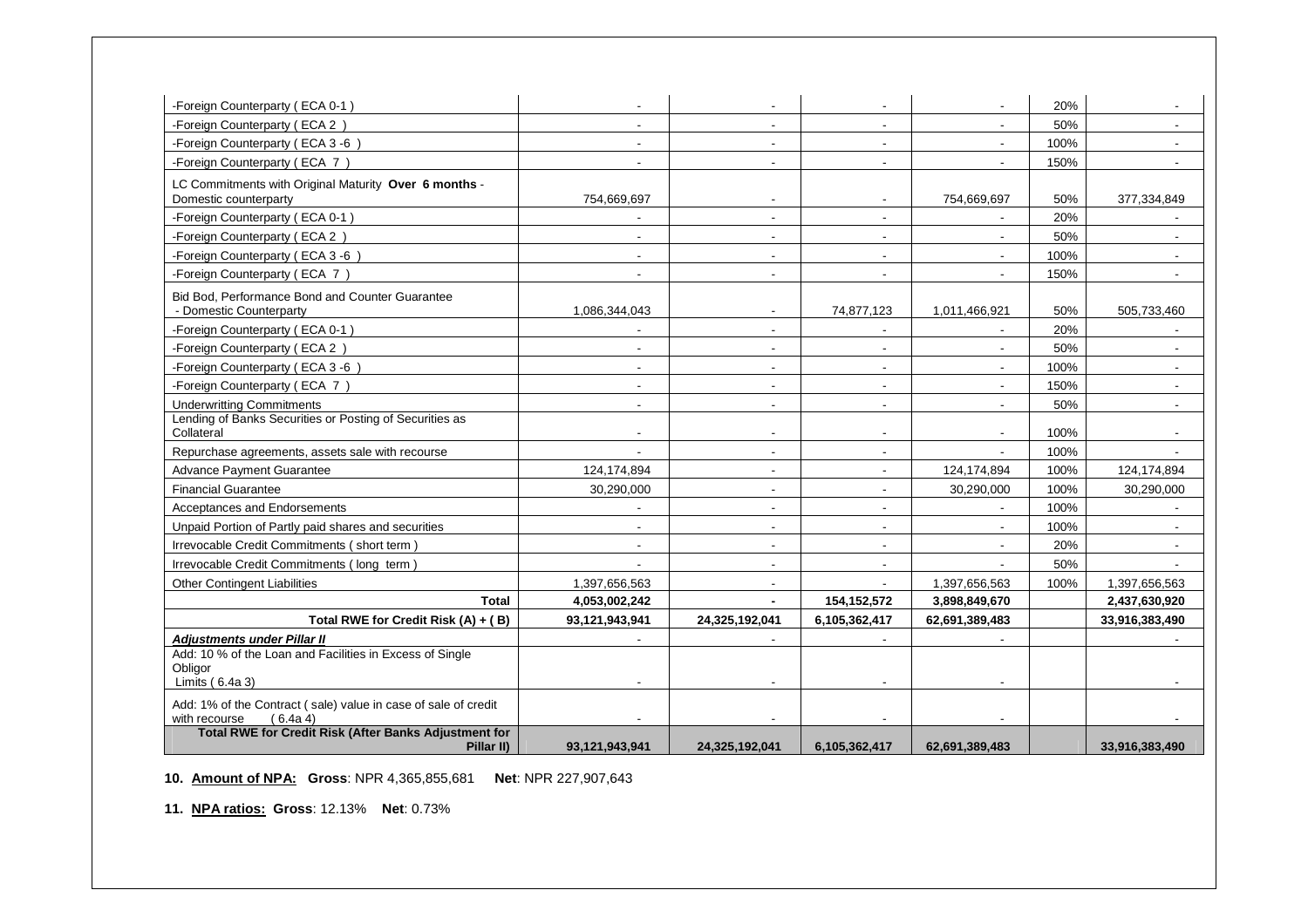| | | | | | | |
|---|---|---|---|---|---|---|
| -Foreign Counterparty ( ECA 0-1 ) | - | - | - | - | 20% | - |
| -Foreign Counterparty ( ECA 2 ) | - | - | - | - | 50% | - |
| -Foreign Counterparty ( ECA 3 -6 ) | - | - | - | - | 100% | - |
| -Foreign Counterparty ( ECA 7 ) | - | - | - | - | 150% | - |
| LC Commitments with Original Maturity **Over 6 months** - Domestic counterparty | 754,669,697 | - | - | 754,669,697 | 50% | 377,334,849 |
| -Foreign Counterparty ( ECA 0-1 ) | - | - | - | - | 20% | - |
| -Foreign Counterparty ( ECA 2 ) | - | - | - | - | 50% | - |
| -Foreign Counterparty ( ECA 3 -6 ) | - | - | - | - | 100% | - |
| -Foreign Counterparty ( ECA 7 ) | - | - | - | - | 150% | - |
| Bid Bod, Performance Bond and Counter Guarantee - Domestic Counterparty | 1,086,344,043 | - | 74,877,123 | 1,011,466,921 | 50% | 505,733,460 |
| -Foreign Counterparty ( ECA 0-1 ) | - | - | - | - | 20% | - |
| -Foreign Counterparty ( ECA 2 ) | - | - | - | - | 50% | - |
| -Foreign Counterparty ( ECA 3 -6 ) | - | - | - | - | 100% | - |
| -Foreign Counterparty ( ECA 7 ) | - | - | - | - | 150% | - |
| Underwritting Commitments | - | - | - | - | 50% | - |
| Lending of Banks Securities or Posting of Securities as Collateral | - | - | - | - | 100% | - |
| Repurchase agreements, assets sale with recourse | - | - | - | - | 100% | - |
| Advance Payment Guarantee | 124,174,894 | - | - | 124,174,894 | 100% | 124,174,894 |
| Financial Guarantee | 30,290,000 | - | - | 30,290,000 | 100% | 30,290,000 |
| Acceptances and Endorsements | - | - | - | - | 100% | - |
| Unpaid Portion of Partly paid shares and securities | - | - | - | - | 100% | - |
| Irrevocable Credit Commitments ( short term ) | - | - | - | - | 20% | - |
| Irrevocable Credit Commitments ( long term ) | - | - | - | - | 50% | - |
| Other Contingent Liabilities | 1,397,656,563 | - | - | 1,397,656,563 | 100% | 1,397,656,563 |
| **Total** | **4,053,002,242** | **-** | **154,152,572** | **3,898,849,670** | | **2,437,630,920** |
| **Total RWE for Credit Risk (A) + ( B)** | **93,121,943,941** | **24,325,192,041** | **6,105,362,417** | **62,691,389,483** | | **33,916,383,490** |
| ***Adjustments under Pillar II*** | - | - | - | - | | - |
| Add: 10 % of the Loan and Facilities in Excess of Single Obligor Limits ( 6.4a 3) | - | - | - | - | | - |
| Add: 1% of the Contract ( sale) value in case of sale of credit with recourse ( 6.4a 4) | - | - | - | - | | - |
| **Total RWE for Credit Risk (After Banks Adjustment for Pillar II)** | **93,121,943,941** | **24,325,192,041** | **6,105,362,417** | **62,691,389,483** | | **33,916,383,490** |

**10. Amount of NPA: Gross**: NPR 4,365,855,681 **Net**: NPR 227,907,643

**11. NPA ratios: Gross**: 12.13% **Net**: 0.73%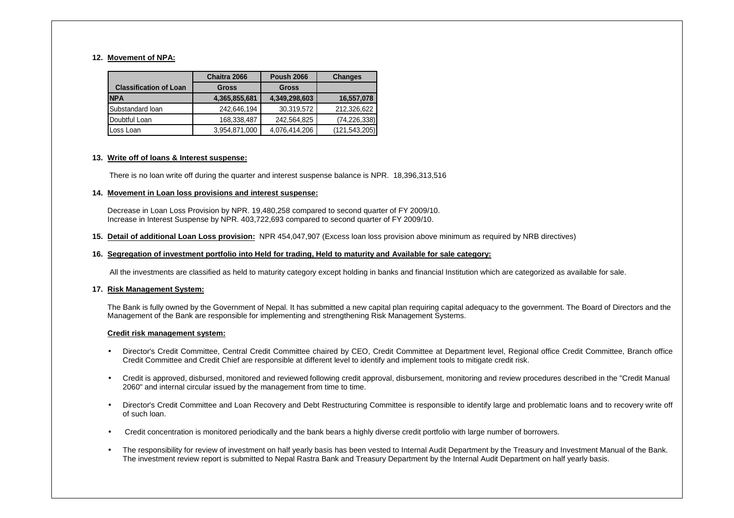**12. Movement of NPA:**

| Classification of Loan | Chaitra 2066 Gross | Poush 2066 Gross | Changes |
|---|---|---|---|
| **NPA** | **4,365,855,681** | **4,349,298,603** | **16,557,078** |
| Substandard loan | 242,646,194 | 30,319,572 | 212,326,622 |
| Doubtful Loan | 168,338,487 | 242,564,825 | (74,226,338) |
| Loss Loan | 3,954,871,000 | 4,076,414,206 | (121,543,205) |

**13. Write off of loans & Interest suspense:**

There is no loan write off during the quarter and interest suspense balance is NPR. 18,396,313,516

**14. Movement in Loan loss provisions and interest suspense:**

Decrease in Loan Loss Provision by NPR. 19,480,258 compared to second quarter of FY 2009/10.
Increase in Interest Suspense by NPR. 403,722,693 compared to second quarter of FY 2009/10.

**15. Detail of additional Loan Loss provision:** NPR 454,047,907 (Excess loan loss provision above minimum as required by NRB directives)

**16. Segregation of investment portfolio into Held for trading, Held to maturity and Available for sale category:**

All the investments are classified as held to maturity category except holding in banks and financial Institution which are categorized as available for sale.

**17. Risk Management System:**

The Bank is fully owned by the Government of Nepal. It has submitted a new capital plan requiring capital adequacy to the government. The Board of Directors and the Management of the Bank are responsible for implementing and strengthening Risk Management Systems.

**Credit risk management system:**

- Director's Credit Committee, Central Credit Committee chaired by CEO, Credit Committee at Department level, Regional office Credit Committee, Branch office Credit Committee and Credit Chief are responsible at different level to identify and implement tools to mitigate credit risk.
- Credit is approved, disbursed, monitored and reviewed following credit approval, disbursement, monitoring and review procedures described in the "Credit Manual 2060" and internal circular issued by the management from time to time.
- Director's Credit Committee and Loan Recovery and Debt Restructuring Committee is responsible to identify large and problematic loans and to recovery write off of such loan.
- Credit concentration is monitored periodically and the bank bears a highly diverse credit portfolio with large number of borrowers.
- The responsibility for review of investment on half yearly basis has been vested to Internal Audit Department by the Treasury and Investment Manual of the Bank. The investment review report is submitted to Nepal Rastra Bank and Treasury Department by the Internal Audit Department on half yearly basis.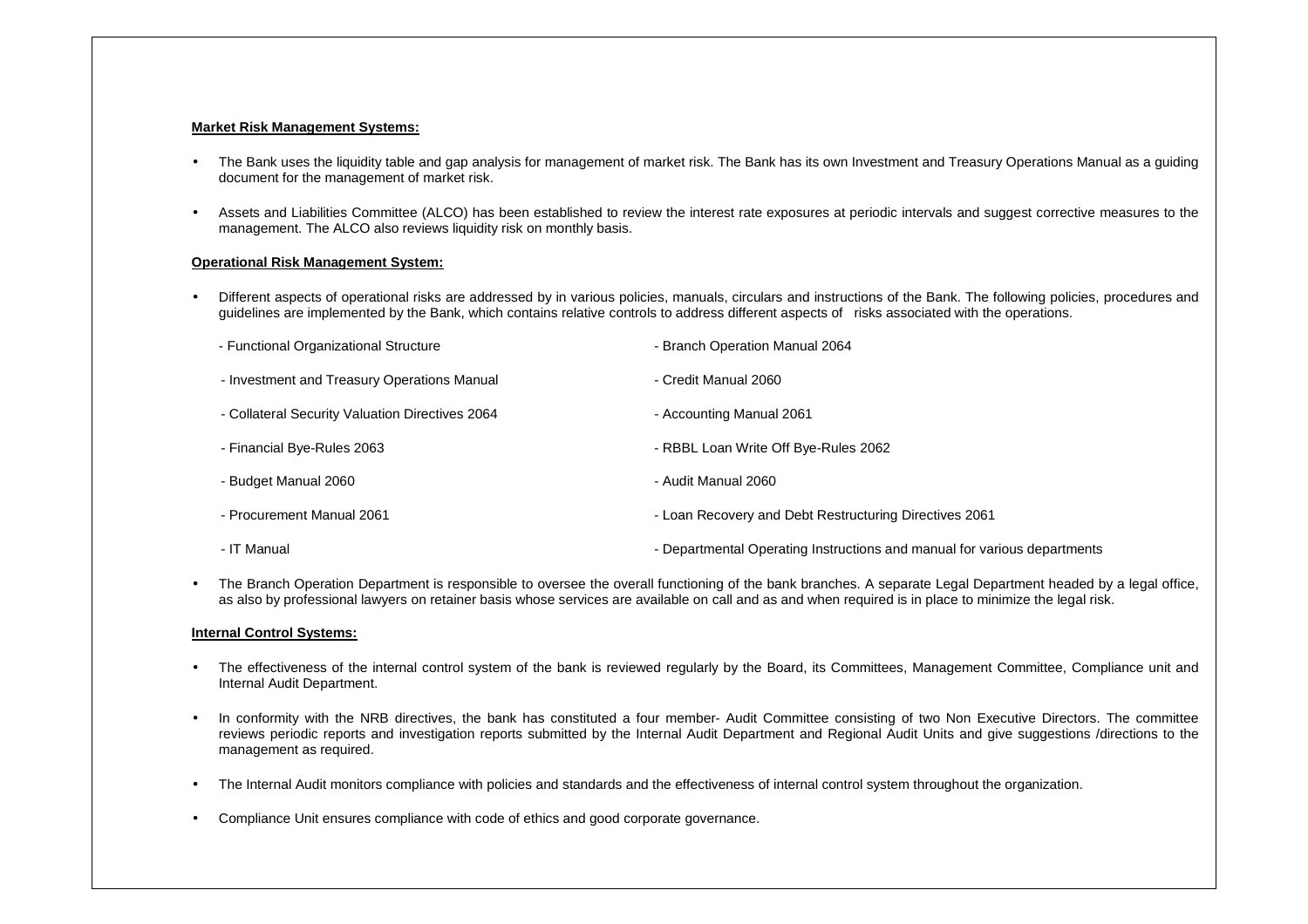**Market Risk Management Systems:**

- The Bank uses the liquidity table and gap analysis for management of market risk. The Bank has its own Investment and Treasury Operations Manual as a guiding document for the management of market risk.
- Assets and Liabilities Committee (ALCO) has been established to review the interest rate exposures at periodic intervals and suggest corrective measures to the management. The ALCO also reviews liquidity risk on monthly basis.

**Operational Risk Management System:**

- Different aspects of operational risks are addressed by in various policies, manuals, circulars and instructions of the Bank. The following policies, procedures and guidelines are implemented by the Bank, which contains relative controls to address different aspects of risks associated with the operations.

| | |
|---|---|
| - Functional Organizational Structure | - Branch Operation Manual 2064 |
| - Investment and Treasury Operations Manual | - Credit Manual 2060 |
| - Collateral Security Valuation Directives 2064 | - Accounting Manual 2061 |
| - Financial Bye-Rules 2063 | - RBBL Loan Write Off Bye-Rules 2062 |
| - Budget Manual 2060 | - Audit Manual 2060 |
| - Procurement Manual 2061 | - Loan Recovery and Debt Restructuring Directives 2061 |
| - IT Manual | - Departmental Operating Instructions and manual for various departments |

- The Branch Operation Department is responsible to oversee the overall functioning of the bank branches. A separate Legal Department headed by a legal office, as also by professional lawyers on retainer basis whose services are available on call and as and when required is in place to minimize the legal risk.

**Internal Control Systems:**

- The effectiveness of the internal control system of the bank is reviewed regularly by the Board, its Committees, Management Committee, Compliance unit and Internal Audit Department.
- In conformity with the NRB directives, the bank has constituted a four member- Audit Committee consisting of two Non Executive Directors. The committee reviews periodic reports and investigation reports submitted by the Internal Audit Department and Regional Audit Units and give suggestions /directions to the management as required.
- The Internal Audit monitors compliance with policies and standards and the effectiveness of internal control system throughout the organization.
- Compliance Unit ensures compliance with code of ethics and good corporate governance.